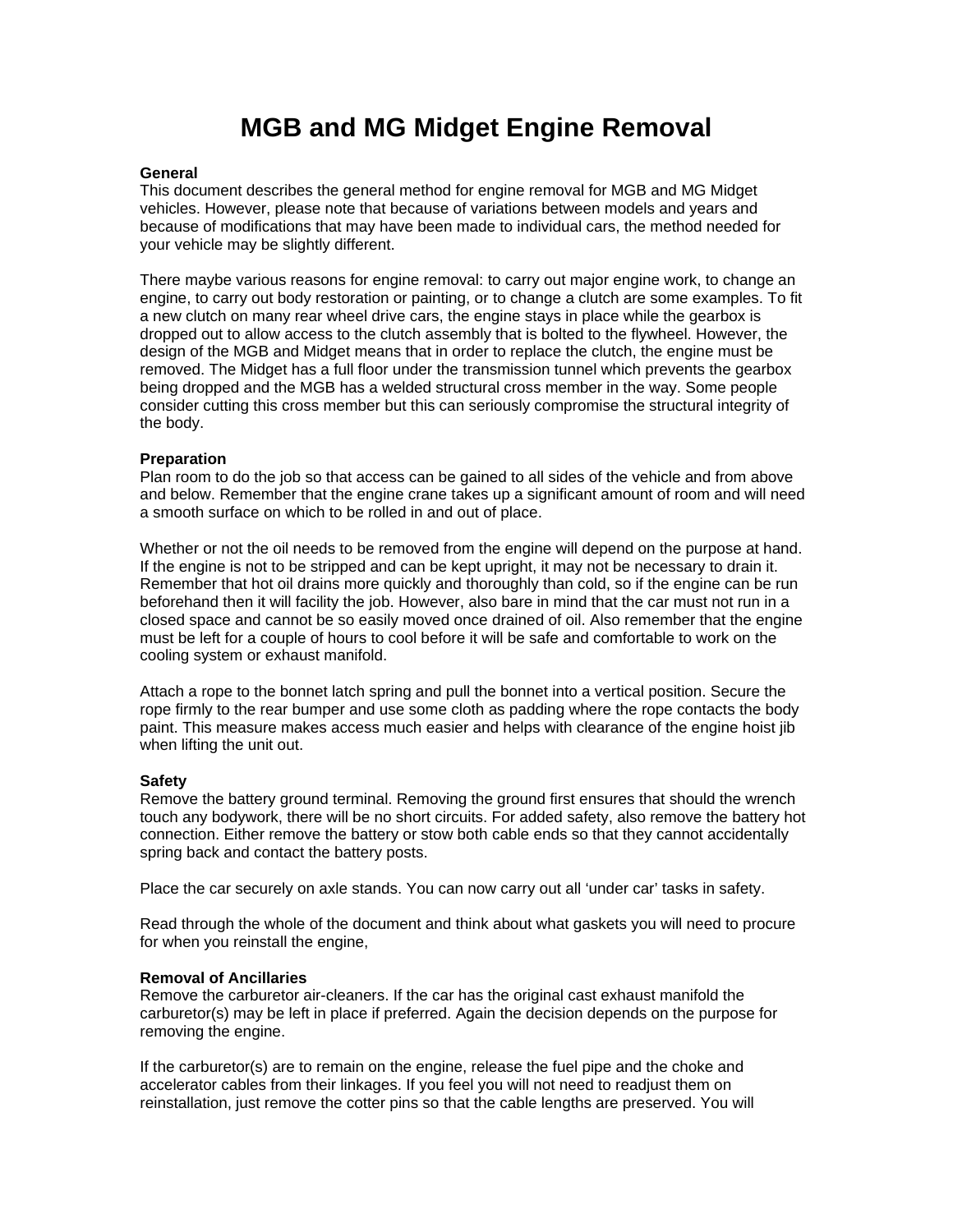# MGB and MG Midget Engine Removal

**General**

This document describes the general method for engine removal for MGB and MG Midget vehicles. However, please note that because of variations between models and years and because of modifications that may have been made to individual cars, the method needed for your vehicle may be slightly different.

There maybe various reasons for engine removal: to carry out major engine work, to change an engine, to carry out body restoration or painting, or to change a clutch are some examples. To fit a new clutch on many rear wheel drive cars, the engine stays in place while the gearbox is dropped out to allow access to the clutch assembly that is bolted to the flywheel. However, the design of the MGB and Midget means that in order to replace the clutch, the engine must be removed. The Midget has a full floor under the transmission tunnel which prevents the gearbox being dropped and the MGB has a welded structural cross member in the way. Some people consider cutting this cross member but this can seriously compromise the structural integrity of the body.

**Preparation**

Plan room to do the job so that access can be gained to all sides of the vehicle and from above and below. Remember that the engine crane takes up a significant amount of room and will need a smooth surface on which to be rolled in and out of place.

Whether or not the oil needs to be removed from the engine will depend on the purpose at hand. If the engine is not to be stripped and can be kept upright, it may not be necessary to drain it. Remember that hot oil drains more quickly and thoroughly than cold, so if the engine can be run beforehand then it will facility the job. However, also bare in mind that the car must not run in a closed space and cannot be so easily moved once drained of oil. Also remember that the engine must be left for a couple of hours to cool before it will be safe and comfortable to work on the cooling system or exhaust manifold.

Attach a rope to the bonnet latch spring and pull the bonnet into a vertical position. Secure the rope firmly to the rear bumper and use some cloth as padding where the rope contacts the body paint. This measure makes access much easier and helps with clearance of the engine hoist jib when lifting the unit out.

**Safety**

Remove the battery ground terminal. Removing the ground first ensures that should the wrench touch any bodywork, there will be no short circuits. For added safety, also remove the battery hot connection. Either remove the battery or stow both cable ends so that they cannot accidentally spring back and contact the battery posts.

Place the car securely on axle stands. You can now carry out all 'under car' tasks in safety.

Read through the whole of the document and think about what gaskets you will need to procure for when you reinstall the engine,

**Removal of Ancillaries**

Remove the carburetor air-cleaners. If the car has the original cast exhaust manifold the carburetor(s) may be left in place if preferred. Again the decision depends on the purpose for removing the engine.

If the carburetor(s) are to remain on the engine, release the fuel pipe and the choke and accelerator cables from their linkages. If you feel you will not need to readjust them on reinstallation, just remove the cotter pins so that the cable lengths are preserved. You will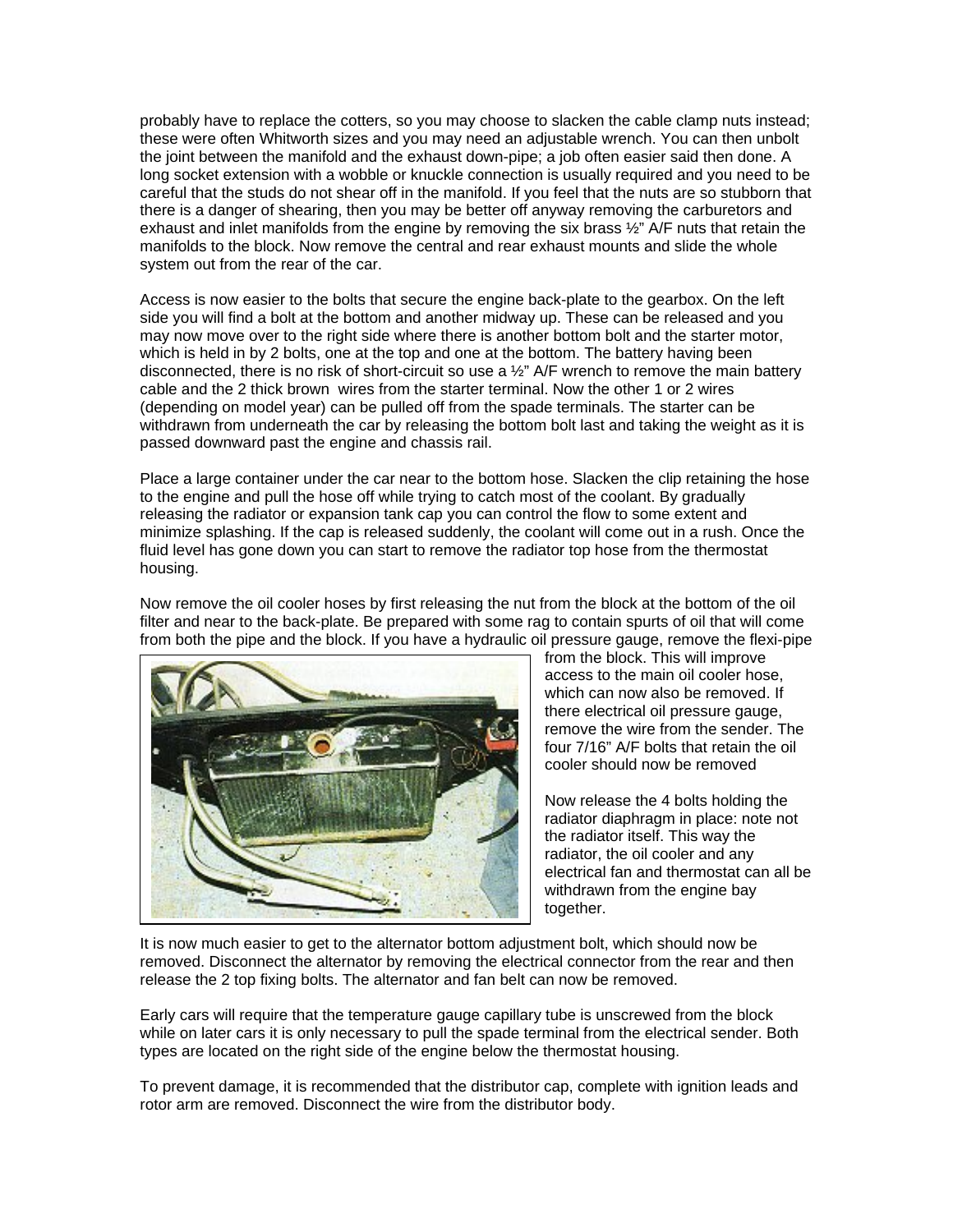probably have to replace the cotters, so you may choose to slacken the cable clamp nuts instead; these were often Whitworth sizes and you may need an adjustable wrench. You can then unbolt the joint between the manifold and the exhaust down-pipe; a job often easier said then done. A long socket extension with a wobble or knuckle connection is usually required and you need to be careful that the studs do not shear off in the manifold. If you feel that the nuts are so stubborn that there is a danger of shearing, then you may be better off anyway removing the carburetors and exhaust and inlet manifolds from the engine by removing the six brass ½" A/F nuts that retain the manifolds to the block. Now remove the central and rear exhaust mounts and slide the whole system out from the rear of the car.

Access is now easier to the bolts that secure the engine back-plate to the gearbox. On the left side you will find a bolt at the bottom and another midway up. These can be released and you may now move over to the right side where there is another bottom bolt and the starter motor, which is held in by 2 bolts, one at the top and one at the bottom. The battery having been disconnected, there is no risk of short-circuit so use a ½" A/F wrench to remove the main battery cable and the 2 thick brown wires from the starter terminal. Now the other 1 or 2 wires (depending on model year) can be pulled off from the spade terminals. The starter can be withdrawn from underneath the car by releasing the bottom bolt last and taking the weight as it is passed downward past the engine and chassis rail.

Place a large container under the car near to the bottom hose. Slacken the clip retaining the hose to the engine and pull the hose off while trying to catch most of the coolant. By gradually releasing the radiator or expansion tank cap you can control the flow to some extent and minimize splashing. If the cap is released suddenly, the coolant will come out in a rush. Once the fluid level has gone down you can start to remove the radiator top hose from the thermostat housing.

Now remove the oil cooler hoses by first releasing the nut from the block at the bottom of the oil filter and near to the back-plate. Be prepared with some rag to contain spurts of oil that will come from both the pipe and the block. If you have a hydraulic oil pressure gauge, remove the flexi-pipe from the block. This will improve access to the main oil cooler hose, which can now also be removed. If there electrical oil pressure gauge, remove the wire from the sender. The four 7/16" A/F bolts that retain the oil cooler should now be removed

Now release the 4 bolts holding the radiator diaphragm in place: note not the radiator itself. This way the radiator, the oil cooler and any electrical fan and thermostat can all be withdrawn from the engine bay together.

It is now much easier to get to the alternator bottom adjustment bolt, which should now be removed. Disconnect the alternator by removing the electrical connector from the rear and then release the 2 top fixing bolts. The alternator and fan belt can now be removed.

Early cars will require that the temperature gauge capillary tube is unscrewed from the block while on later cars it is only necessary to pull the spade terminal from the electrical sender. Both types are located on the right side of the engine below the thermostat housing.

To prevent damage, it is recommended that the distributor cap, complete with ignition leads and rotor arm are removed. Disconnect the wire from the distributor body.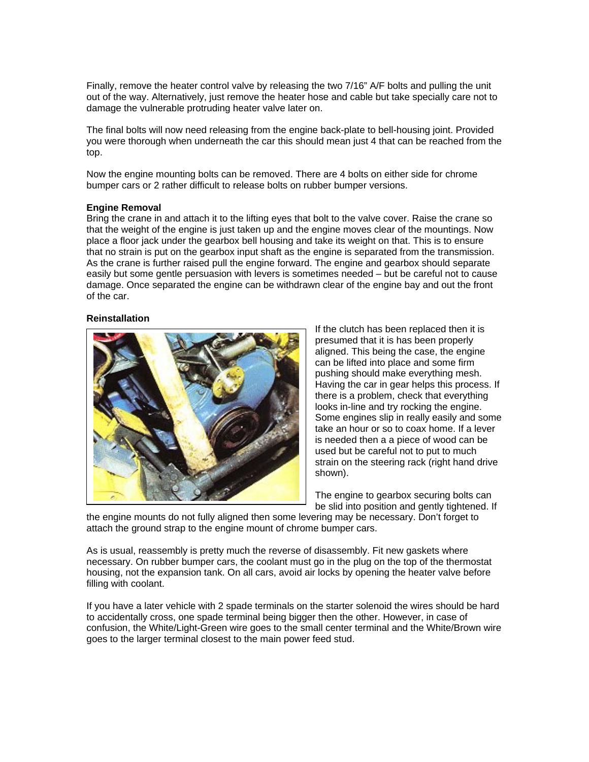Finally, remove the heater control valve by releasing the two 7/16" A/F bolts and pulling the unit out of the way. Alternatively, just remove the heater hose and cable but take specially care not to damage the vulnerable protruding heater valve later on.

The final bolts will now need releasing from the engine back-plate to bell-housing joint. Provided you were thorough when underneath the car this should mean just 4 that can be reached from the top.

Now the engine mounting bolts can be removed. There are 4 bolts on either side for chrome bumper cars or 2 rather difficult to release bolts on rubber bumper versions.

**Engine Removal**

Bring the crane in and attach it to the lifting eyes that bolt to the valve cover. Raise the crane so that the weight of the engine is just taken up and the engine moves clear of the mountings. Now place a floor jack under the gearbox bell housing and take its weight on that. This is to ensure that no strain is put on the gearbox input shaft as the engine is separated from the transmission. As the crane is further raised pull the engine forward. The engine and gearbox should separate easily but some gentle persuasion with levers is sometimes needed – but be careful not to cause damage. Once separated the engine can be withdrawn clear of the engine bay and out the front of the car.

**Reinstallation**

If the clutch has been replaced then it is presumed that it is has been properly aligned. This being the case, the engine can be lifted into place and some firm pushing should make everything mesh. Having the car in gear helps this process. If there is a problem, check that everything looks in-line and try rocking the engine. Some engines slip in really easily and some take an hour or so to coax home. If a lever is needed then a a piece of wood can be used but be careful not to put to much strain on the steering rack (right hand drive shown).

The engine to gearbox securing bolts can be slid into position and gently tightened. If the engine mounts do not fully aligned then some levering may be necessary. Don't forget to attach the ground strap to the engine mount of chrome bumper cars.

As is usual, reassembly is pretty much the reverse of disassembly. Fit new gaskets where necessary. On rubber bumper cars, the coolant must go in the plug on the top of the thermostat housing, not the expansion tank. On all cars, avoid air locks by opening the heater valve before filling with coolant.

If you have a later vehicle with 2 spade terminals on the starter solenoid the wires should be hard to accidentally cross, one spade terminal being bigger then the other. However, in case of confusion, the White/Light-Green wire goes to the small center terminal and the White/Brown wire goes to the larger terminal closest to the main power feed stud.